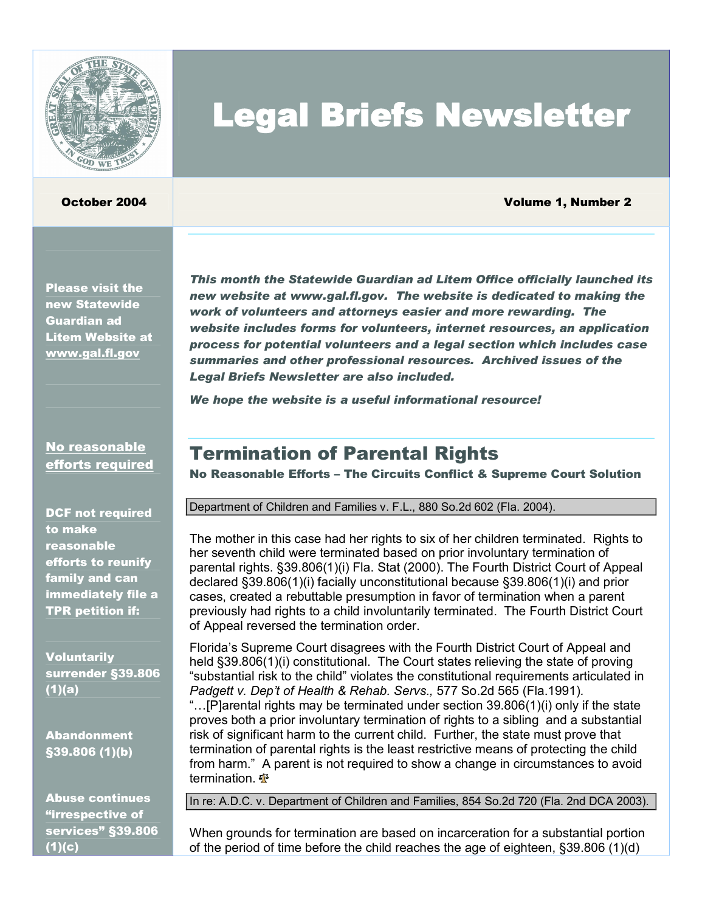# Legal Briefs Newsletter

**October 2004** **Volume 1, Number 2**

Please visit the new Statewide Guardian ad Litem Website at www.gal.fl.gov

**No reasonable efforts required**

**DCF not required to make reasonable efforts to reunify family and can immediately file a TPR petition if:**

**Voluntarily surrender §39.806 (1)(a)**

**Abandonment §39.806 (1)(b)**

**Abuse continues "irrespective of services" §39.806 (1)(c)**

***This month the Statewide Guardian ad Litem Office officially launched its new website at www.gal.fl.gov. The website is dedicated to making the work of volunteers and attorneys easier and more rewarding. The website includes forms for volunteers, internet resources, an application process for potential volunteers and a legal section which includes case summaries and other professional resources. Archived issues of the Legal Briefs Newsletter are also included.***

***We hope the website is a useful informational resource!***

## Termination of Parental Rights

### No Reasonable Efforts – The Circuits Conflict & Supreme Court Solution

Department of Children and Families v. F.L., 880 So.2d 602 (Fla. 2004).

The mother in this case had her rights to six of her children terminated. Rights to her seventh child were terminated based on prior involuntary termination of parental rights. §39.806(1)(i) Fla. Stat (2000). The Fourth District Court of Appeal declared §39.806(1)(i) facially unconstitutional because §39.806(1)(i) and prior cases, created a rebuttable presumption in favor of termination when a parent previously had rights to a child involuntarily terminated. The Fourth District Court of Appeal reversed the termination order.

Florida's Supreme Court disagrees with the Fourth District Court of Appeal and held §39.806(1)(i) constitutional. The Court states relieving the state of proving "substantial risk to the child" violates the constitutional requirements articulated in *Padgett v. Dep't of Health & Rehab. Servs.,* 577 So.2d 565 (Fla.1991). "…[P]arental rights may be terminated under section 39.806(1)(i) only if the state proves both a prior involuntary termination of rights to a sibling and a substantial risk of significant harm to the current child. Further, the state must prove that termination of parental rights is the least restrictive means of protecting the child from harm." A parent is not required to show a change in circumstances to avoid termination.

In re: A.D.C. v. Department of Children and Families, 854 So.2d 720 (Fla. 2nd DCA 2003).

When grounds for termination are based on incarceration for a substantial portion of the period of time before the child reaches the age of eighteen, §39.806 (1)(d)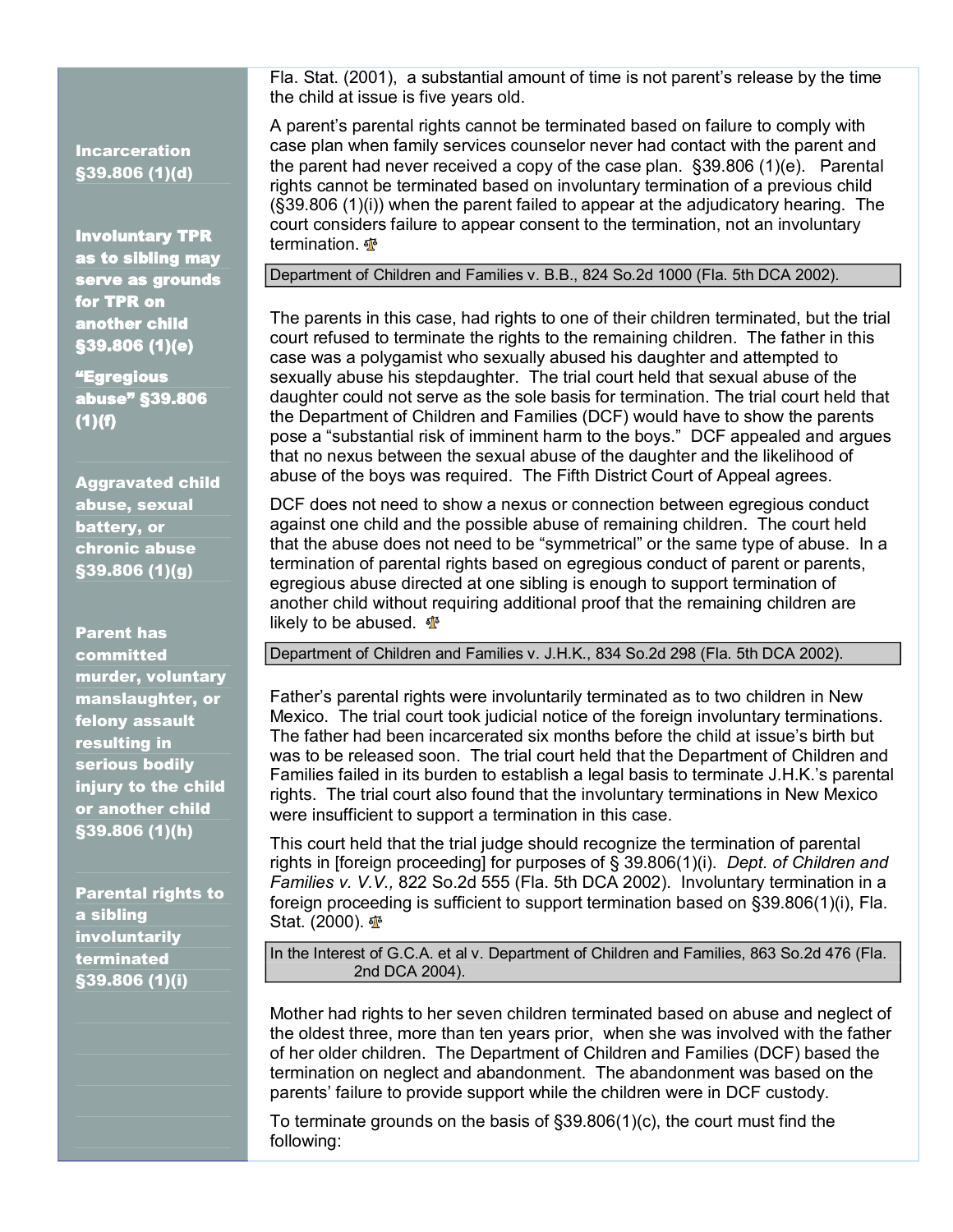Fla. Stat. (2001), a substantial amount of time is not parent's release by the time the child at issue is five years old.

**Incarceration §39.806 (1)(d)**

A parent's parental rights cannot be terminated based on failure to comply with case plan when family services counselor never had contact with the parent and the parent had never received a copy of the case plan. §39.806 (1)(e). Parental rights cannot be terminated based on involuntary termination of a previous child (§39.806 (1)(i)) when the parent failed to appear at the adjudicatory hearing. The court considers failure to appear consent to the termination, not an involuntary termination.

**Involuntary TPR as to sibling may serve as grounds for TPR on another child §39.806 (1)(e)**

**"Egregious abuse" §39.806 (1)(f)**

**Aggravated child abuse, sexual battery, or chronic abuse §39.806 (1)(g)**

**Parent has committed murder, voluntary manslaughter, or felony assault resulting in serious bodily injury to the child or another child §39.806 (1)(h)**

**Parental rights to a sibling involuntarily terminated §39.806 (1)(i)**

Department of Children and Families v. B.B., 824 So.2d 1000 (Fla. 5th DCA 2002).

The parents in this case, had rights to one of their children terminated, but the trial court refused to terminate the rights to the remaining children. The father in this case was a polygamist who sexually abused his daughter and attempted to sexually abuse his stepdaughter. The trial court held that sexual abuse of the daughter could not serve as the sole basis for termination. The trial court held that the Department of Children and Families (DCF) would have to show the parents pose a "substantial risk of imminent harm to the boys." DCF appealed and argues that no nexus between the sexual abuse of the daughter and the likelihood of abuse of the boys was required. The Fifth District Court of Appeal agrees.

DCF does not need to show a nexus or connection between egregious conduct against one child and the possible abuse of remaining children. The court held that the abuse does not need to be "symmetrical" or the same type of abuse. In a termination of parental rights based on egregious conduct of parent or parents, egregious abuse directed at one sibling is enough to support termination of another child without requiring additional proof that the remaining children are likely to be abused.

Department of Children and Families v. J.H.K., 834 So.2d 298 (Fla. 5th DCA 2002).

Father's parental rights were involuntarily terminated as to two children in New Mexico. The trial court took judicial notice of the foreign involuntary terminations. The father had been incarcerated six months before the child at issue's birth but was to be released soon. The trial court held that the Department of Children and Families failed in its burden to establish a legal basis to terminate J.H.K.'s parental rights. The trial court also found that the involuntary terminations in New Mexico were insufficient to support a termination in this case.

This court held that the trial judge should recognize the termination of parental rights in [foreign proceeding] for purposes of § 39.806(1)(i). *Dept. of Children and Families v. V.V.,* 822 So.2d 555 (Fla. 5th DCA 2002). Involuntary termination in a foreign proceeding is sufficient to support termination based on §39.806(1)(i), Fla. Stat. (2000).

In the Interest of G.C.A. et al v. Department of Children and Families, 863 So.2d 476 (Fla. 2nd DCA 2004).

Mother had rights to her seven children terminated based on abuse and neglect of the oldest three, more than ten years prior, when she was involved with the father of her older children. The Department of Children and Families (DCF) based the termination on neglect and abandonment. The abandonment was based on the parents' failure to provide support while the children were in DCF custody.

To terminate grounds on the basis of §39.806(1)(c), the court must find the following: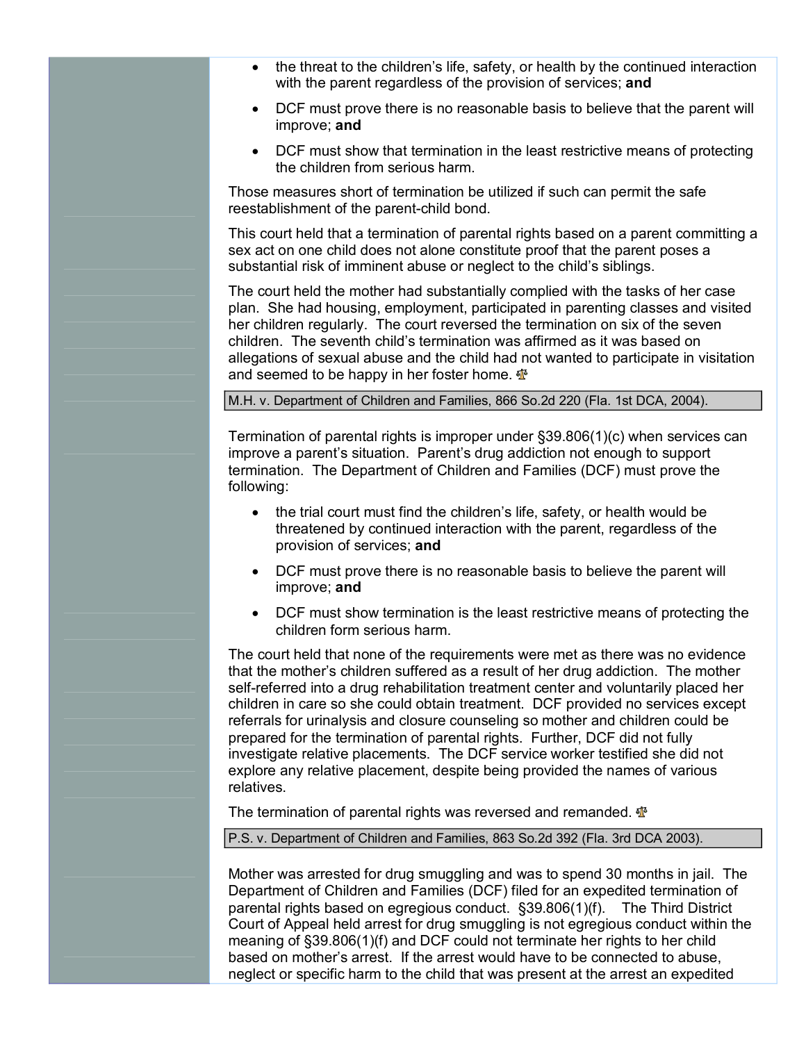- the threat to the children's life, safety, or health by the continued interaction with the parent regardless of the provision of services; **and**
- DCF must prove there is no reasonable basis to believe that the parent will improve; **and**
- DCF must show that termination in the least restrictive means of protecting the children from serious harm.

Those measures short of termination be utilized if such can permit the safe reestablishment of the parent-child bond.

This court held that a termination of parental rights based on a parent committing a sex act on one child does not alone constitute proof that the parent poses a substantial risk of imminent abuse or neglect to the child's siblings.

The court held the mother had substantially complied with the tasks of her case plan. She had housing, employment, participated in parenting classes and visited her children regularly. The court reversed the termination on six of the seven children. The seventh child's termination was affirmed as it was based on allegations of sexual abuse and the child had not wanted to participate in visitation and seemed to be happy in her foster home.

M.H. v. Department of Children and Families, 866 So.2d 220 (Fla. 1st DCA, 2004).

Termination of parental rights is improper under §39.806(1)(c) when services can improve a parent's situation. Parent's drug addiction not enough to support termination. The Department of Children and Families (DCF) must prove the following:

- the trial court must find the children's life, safety, or health would be threatened by continued interaction with the parent, regardless of the provision of services; **and**
- DCF must prove there is no reasonable basis to believe the parent will improve; **and**
- DCF must show termination is the least restrictive means of protecting the children form serious harm.

The court held that none of the requirements were met as there was no evidence that the mother's children suffered as a result of her drug addiction. The mother self-referred into a drug rehabilitation treatment center and voluntarily placed her children in care so she could obtain treatment. DCF provided no services except referrals for urinalysis and closure counseling so mother and children could be prepared for the termination of parental rights. Further, DCF did not fully investigate relative placements. The DCF service worker testified she did not explore any relative placement, despite being provided the names of various relatives.

The termination of parental rights was reversed and remanded.

P.S. v. Department of Children and Families, 863 So.2d 392 (Fla. 3rd DCA 2003).

Mother was arrested for drug smuggling and was to spend 30 months in jail. The Department of Children and Families (DCF) filed for an expedited termination of parental rights based on egregious conduct. §39.806(1)(f). The Third District Court of Appeal held arrest for drug smuggling is not egregious conduct within the meaning of §39.806(1)(f) and DCF could not terminate her rights to her child based on mother's arrest. If the arrest would have to be connected to abuse, neglect or specific harm to the child that was present at the arrest an expedited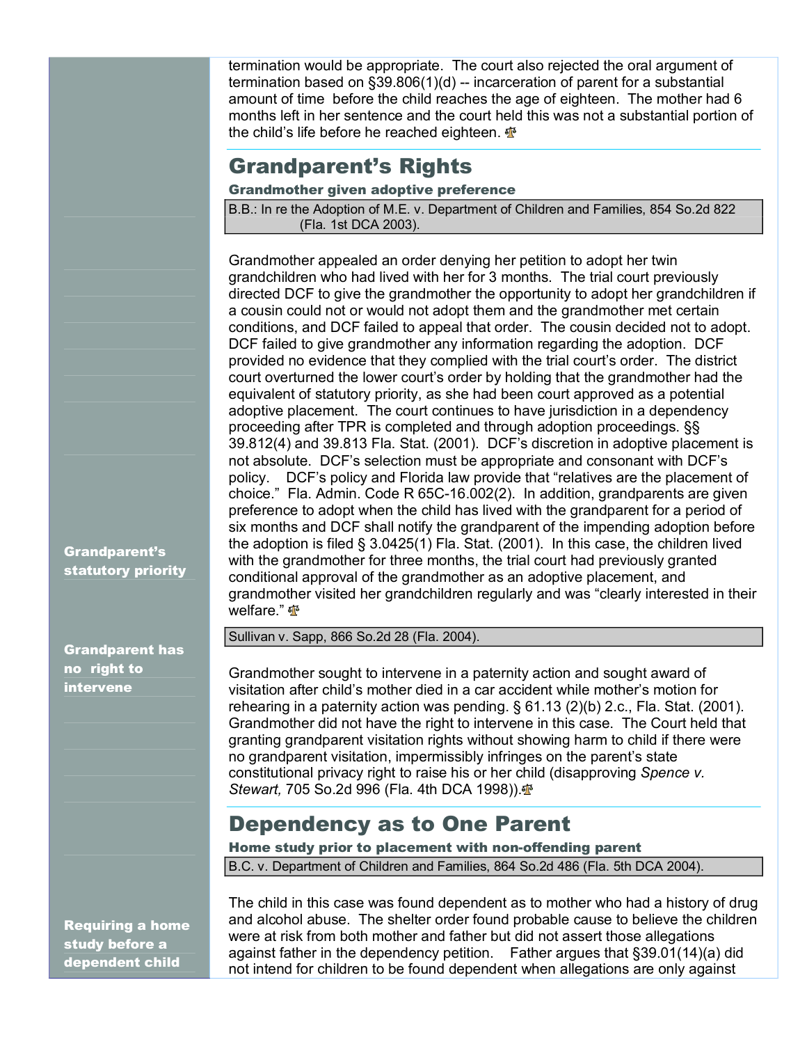termination would be appropriate. The court also rejected the oral argument of termination based on §39.806(1)(d) -- incarceration of parent for a substantial amount of time before the child reaches the age of eighteen. The mother had 6 months left in her sentence and the court held this was not a substantial portion of the child's life before he reached eighteen.

## Grandparent's Rights

### Grandmother given adoptive preference

B.B.: In re the Adoption of M.E. v. Department of Children and Families, 854 So.2d 822 (Fla. 1st DCA 2003).

**Grandparent's statutory priority**

Grandmother appealed an order denying her petition to adopt her twin grandchildren who had lived with her for 3 months. The trial court previously directed DCF to give the grandmother the opportunity to adopt her grandchildren if a cousin could not or would not adopt them and the grandmother met certain conditions, and DCF failed to appeal that order. The cousin decided not to adopt. DCF failed to give grandmother any information regarding the adoption. DCF provided no evidence that they complied with the trial court's order. The district court overturned the lower court's order by holding that the grandmother had the equivalent of statutory priority, as she had been court approved as a potential adoptive placement. The court continues to have jurisdiction in a dependency proceeding after TPR is completed and through adoption proceedings. §§ 39.812(4) and 39.813 Fla. Stat. (2001). DCF's discretion in adoptive placement is not absolute. DCF's selection must be appropriate and consonant with DCF's policy. DCF's policy and Florida law provide that "relatives are the placement of choice." Fla. Admin. Code R 65C-16.002(2). In addition, grandparents are given preference to adopt when the child has lived with the grandparent for a period of six months and DCF shall notify the grandparent of the impending adoption before the adoption is filed § 3.0425(1) Fla. Stat. (2001). In this case, the children lived with the grandmother for three months, the trial court had previously granted conditional approval of the grandmother as an adoptive placement, and grandmother visited her grandchildren regularly and was "clearly interested in their welfare."

Sullivan v. Sapp, 866 So.2d 28 (Fla. 2004).

**Grandparent has no right to intervene**

Grandmother sought to intervene in a paternity action and sought award of visitation after child's mother died in a car accident while mother's motion for rehearing in a paternity action was pending. § 61.13 (2)(b) 2.c., Fla. Stat. (2001). Grandmother did not have the right to intervene in this case. The Court held that granting grandparent visitation rights without showing harm to child if there were no grandparent visitation, impermissibly infringes on the parent's state constitutional privacy right to raise his or her child (disapproving *Spence v. Stewart,* 705 So.2d 996 (Fla. 4th DCA 1998)).

## Dependency as to One Parent

### Home study prior to placement with non-offending parent

B.C. v. Department of Children and Families, 864 So.2d 486 (Fla. 5th DCA 2004).

**Requiring a home study before a dependent child**

The child in this case was found dependent as to mother who had a history of drug and alcohol abuse. The shelter order found probable cause to believe the children were at risk from both mother and father but did not assert those allegations against father in the dependency petition. Father argues that §39.01(14)(a) did not intend for children to be found dependent when allegations are only against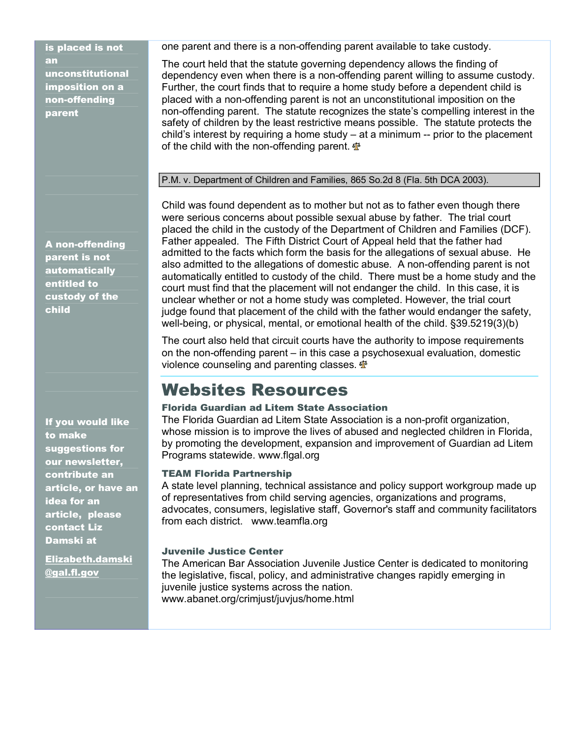**is placed is not an unconstitutional imposition on a non-offending parent**

one parent and there is a non-offending parent available to take custody.

The court held that the statute governing dependency allows the finding of dependency even when there is a non-offending parent willing to assume custody. Further, the court finds that to require a home study before a dependent child is placed with a non-offending parent is not an unconstitutional imposition on the non-offending parent. The statute recognizes the state's compelling interest in the safety of children by the least restrictive means possible. The statute protects the child's interest by requiring a home study – at a minimum -- prior to the placement of the child with the non-offending parent.

**P.M. v. Department of Children and Families, 865 So.2d 8 (Fla. 5th DCA 2003).**

**A non-offending parent is not automatically entitled to custody of the child**

Child was found dependent as to mother but not as to father even though there were serious concerns about possible sexual abuse by father. The trial court placed the child in the custody of the Department of Children and Families (DCF). Father appealed. The Fifth District Court of Appeal held that the father had admitted to the facts which form the basis for the allegations of sexual abuse. He also admitted to the allegations of domestic abuse. A non-offending parent is not automatically entitled to custody of the child. There must be a home study and the court must find that the placement will not endanger the child. In this case, it is unclear whether or not a home study was completed. However, the trial court judge found that placement of the child with the father would endanger the safety, well-being, or physical, mental, or emotional health of the child. §39.5219(3)(b)

The court also held that circuit courts have the authority to impose requirements on the non-offending parent – in this case a psychosexual evaluation, domestic violence counseling and parenting classes.

# Websites Resources

### Florida Guardian ad Litem State Association

The Florida Guardian ad Litem State Association is a non-profit organization, whose mission is to improve the lives of abused and neglected children in Florida, by promoting the development, expansion and improvement of Guardian ad Litem Programs statewide. www.flgal.org

### TEAM Florida Partnership

A state level planning, technical assistance and policy support workgroup made up of representatives from child serving agencies, organizations and programs, advocates, consumers, legislative staff, Governor's staff and community facilitators from each district. www.teamfla.org

### Juvenile Justice Center

The American Bar Association Juvenile Justice Center is dedicated to monitoring the legislative, fiscal, policy, and administrative changes rapidly emerging in juvenile justice systems across the nation. www.abanet.org/crimjust/juvjus/home.html

**If you would like to make suggestions for our newsletter, contribute an article, or have an idea for an article, please contact Liz Damski at**

**Elizabeth.damski@gal.fl.gov**